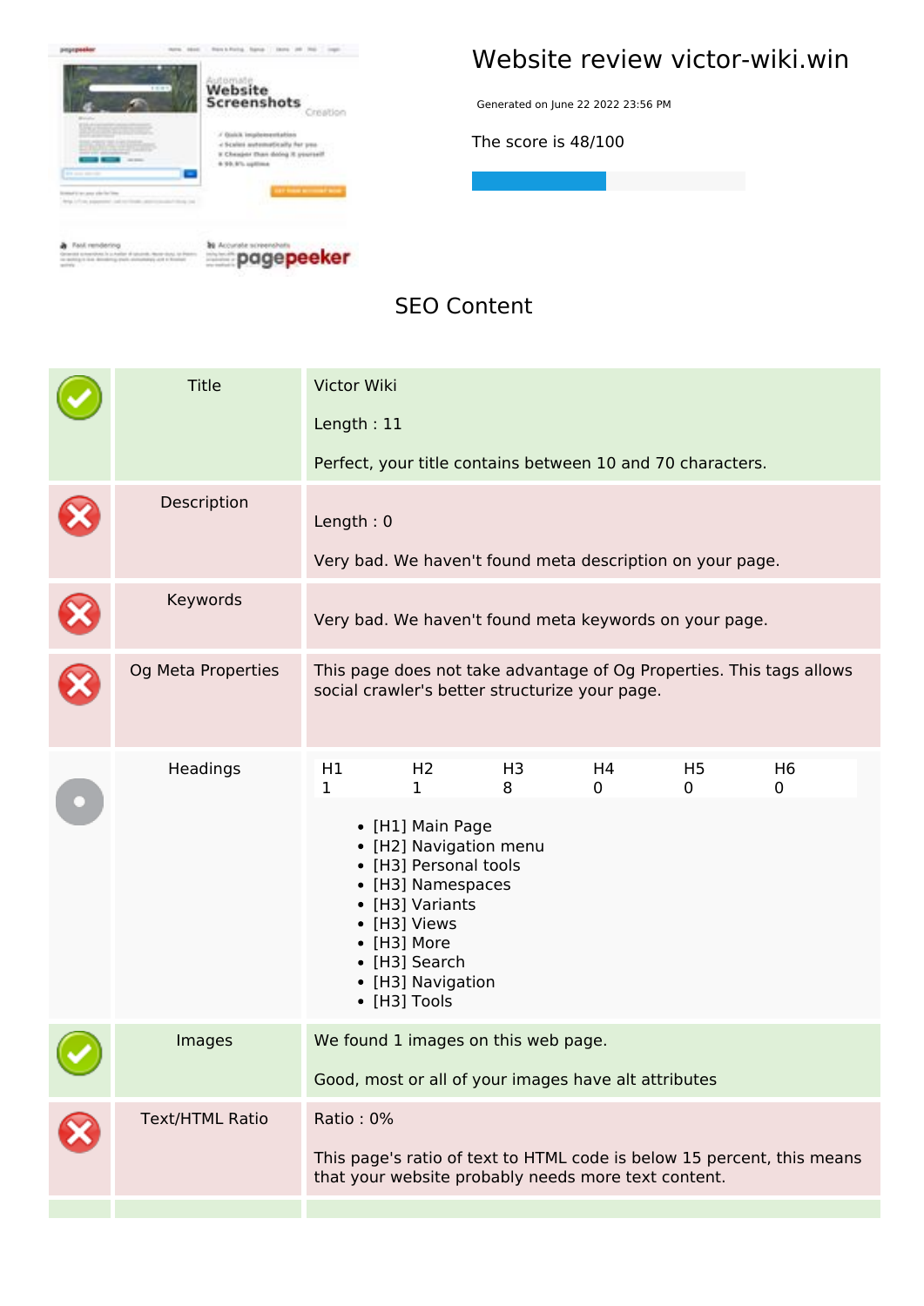# Website review victor-wiki.win

Generated on June 22 2022 23:56 PM

The score is 48/100

## SEO Content

| | | |
|---|---|---|
| | Title | Victor Wiki<br><br>Length : 11<br><br>Perfect, your title contains between 10 and 70 characters. |
| | Description | Length : 0<br><br>Very bad. We haven't found meta description on your page. |
| | Keywords | Very bad. We haven't found meta keywords on your page. |
| | Og Meta Properties | This page does not take advantage of Og Properties. This tags allows social crawler's better structurize your page. |
| | Headings | H1 1, H2 1, H3 8, H4 0, H5 0, H6 0<br><br>• [H1] Main Page<br>• [H2] Navigation menu<br>• [H3] Personal tools<br>• [H3] Namespaces<br>• [H3] Variants<br>• [H3] Views<br>• [H3] More<br>• [H3] Search<br>• [H3] Navigation<br>• [H3] Tools |
| | Images | We found 1 images on this web page.<br><br>Good, most or all of your images have alt attributes |
| | Text/HTML Ratio | Ratio : 0%<br><br>This page's ratio of text to HTML code is below 15 percent, this means that your website probably needs more text content. |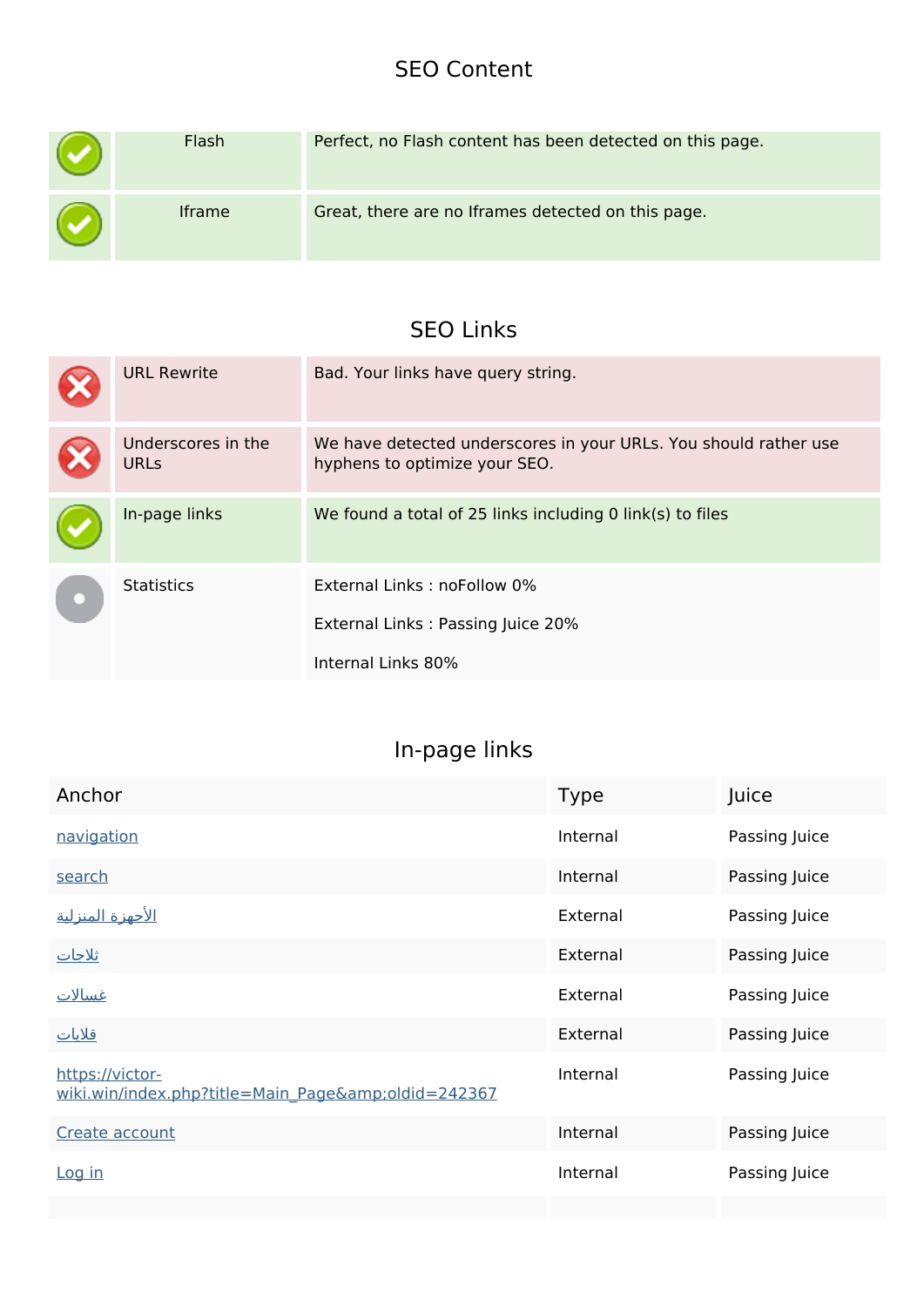## SEO Content

| | | |
|---|---|---|
| ✓ | Flash | Perfect, no Flash content has been detected on this page. |
| ✓ | Iframe | Great, there are no Iframes detected on this page. |

## SEO Links

| | | |
|---|---|---|
| ✗ | URL Rewrite | Bad. Your links have query string. |
| ✗ | Underscores in the URLs | We have detected underscores in your URLs. You should rather use hyphens to optimize your SEO. |
| ✓ | In-page links | We found a total of 25 links including 0 link(s) to files |
| | Statistics | External Links : noFollow 0%<br><br>External Links : Passing Juice 20%<br><br>Internal Links 80% |

## In-page links

| Anchor | Type | Juice |
|---|---|---|
| navigation | Internal | Passing Juice |
| search | Internal | Passing Juice |
| الأجهزة المنزلية | External | Passing Juice |
| ثلاجات | External | Passing Juice |
| غسالات | External | Passing Juice |
| قلايات | External | Passing Juice |
| https://victor-wiki.win/index.php?title=Main_Page&amp;oldid=242367 | Internal | Passing Juice |
| Create account | Internal | Passing Juice |
| Log in | Internal | Passing Juice |
| | | |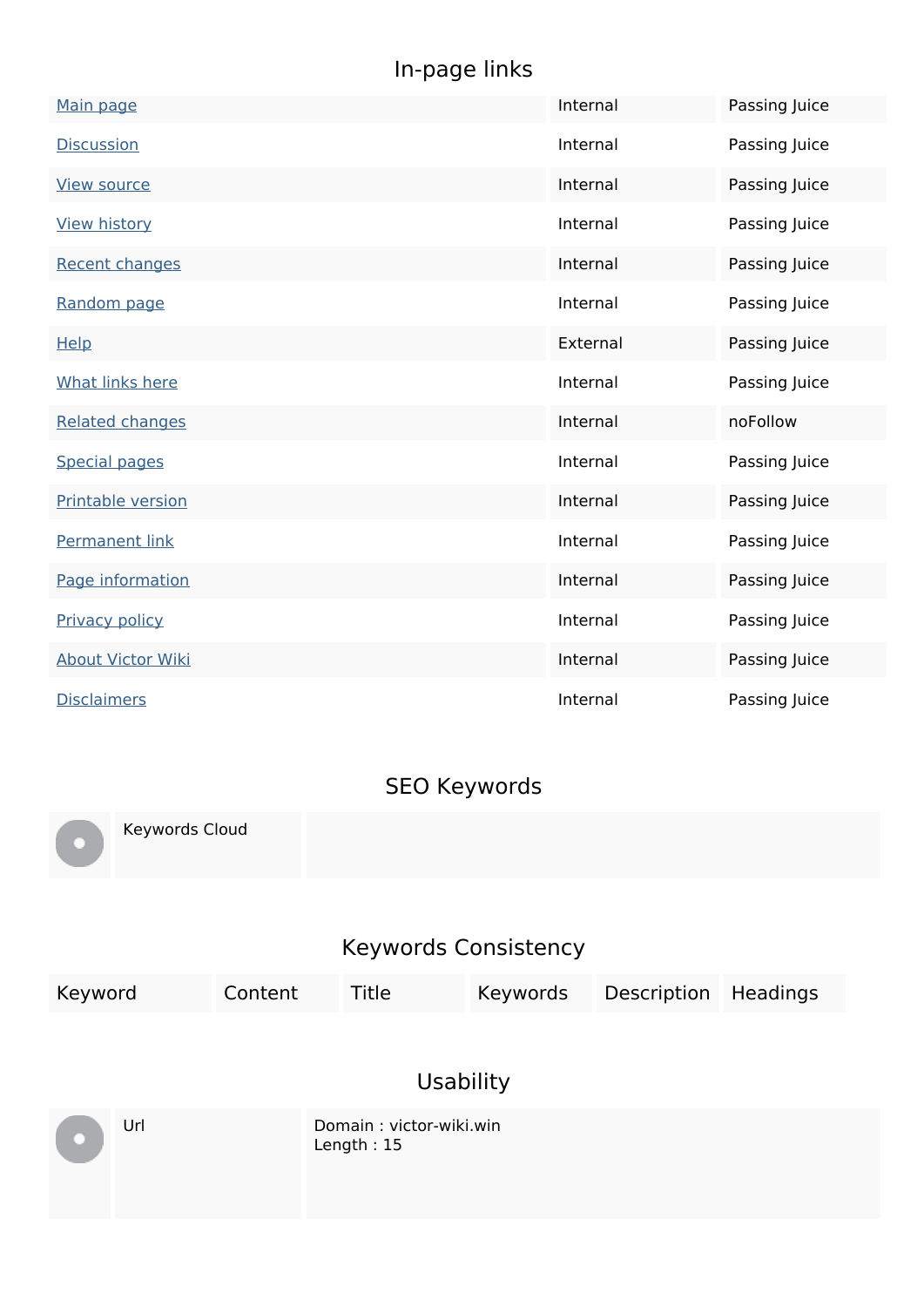## In-page links

| | | |
|---|---|---|
| Main page | Internal | Passing Juice |
| Discussion | Internal | Passing Juice |
| View source | Internal | Passing Juice |
| View history | Internal | Passing Juice |
| Recent changes | Internal | Passing Juice |
| Random page | Internal | Passing Juice |
| Help | External | Passing Juice |
| What links here | Internal | Passing Juice |
| Related changes | Internal | noFollow |
| Special pages | Internal | Passing Juice |
| Printable version | Internal | Passing Juice |
| Permanent link | Internal | Passing Juice |
| Page information | Internal | Passing Juice |
| Privacy policy | Internal | Passing Juice |
| About Victor Wiki | Internal | Passing Juice |
| Disclaimers | Internal | Passing Juice |

## SEO Keywords

| | | |
|---|---|---|
| | Keywords Cloud | |

## Keywords Consistency

| Keyword | Content | Title | Keywords | Description | Headings |
|---|---|---|---|---|---|

## Usability

| | | |
|---|---|---|
| | Url | Domain : victor-wiki.win<br>Length : 15 |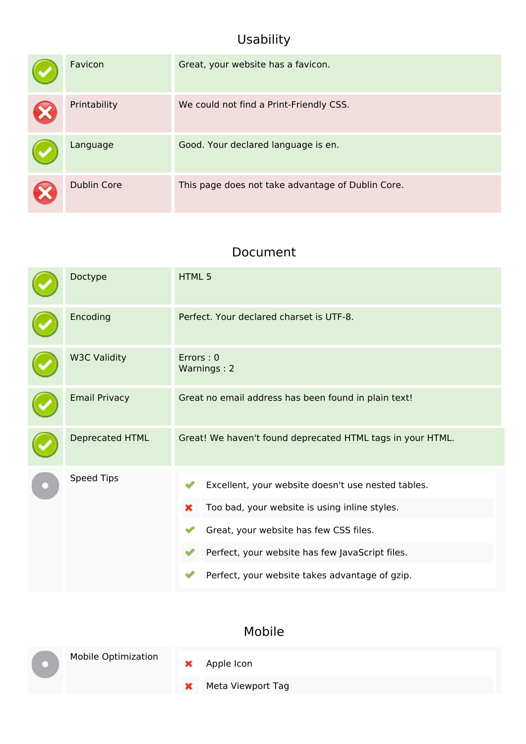## Usability

| Status | Check | Result |
|---|---|---|
| ✔ | Favicon | Great, your website has a favicon. |
| ✖ | Printability | We could not find a Print-Friendly CSS. |
| ✔ | Language | Good. Your declared language is en. |
| ✖ | Dublin Core | This page does not take advantage of Dublin Core. |

## Document

| Status | Check | Result |
|---|---|---|
| ✔ | Doctype | HTML 5 |
| ✔ | Encoding | Perfect. Your declared charset is UTF-8. |
| ✔ | W3C Validity | Errors : 0<br>Warnings : 2 |
| ✔ | Email Privacy | Great no email address has been found in plain text! |
| ✔ | Deprecated HTML | Great! We haven't found deprecated HTML tags in your HTML. |
| ● | Speed Tips | ✔ Excellent, your website doesn't use nested tables.<br>✖ Too bad, your website is using inline styles.<br>✔ Great, your website has few CSS files.<br>✔ Perfect, your website has few JavaScript files.<br>✔ Perfect, your website takes advantage of gzip. |

## Mobile

| Status | Check | Result |
|---|---|---|
| ● | Mobile Optimization | ✖ Apple Icon<br>✖ Meta Viewport Tag |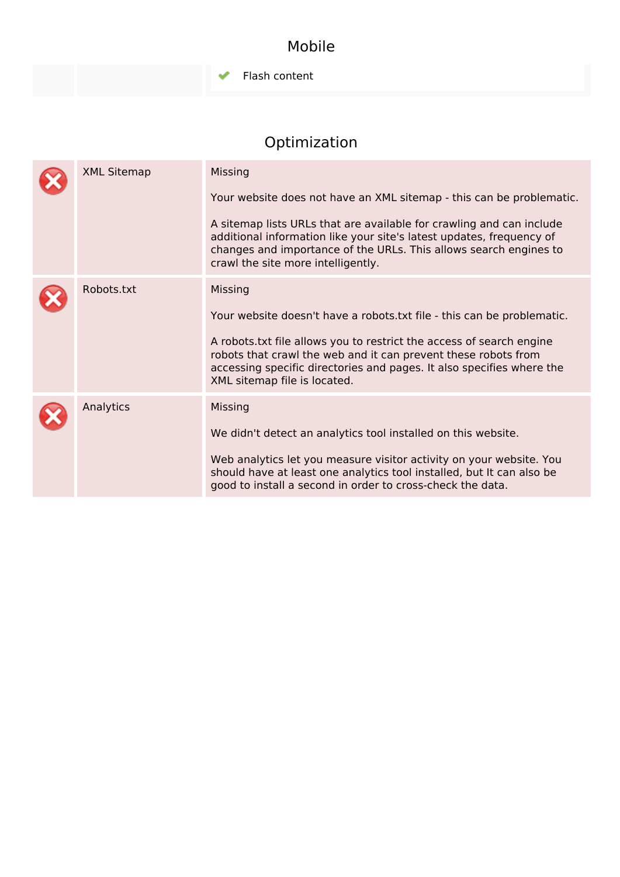## Mobile

| | | |
|---|---|---|
| | | ✔ Flash content |

## Optimization

| | | |
|---|---|---|
| ✖ | XML Sitemap | Missing<br><br>Your website does not have an XML sitemap - this can be problematic.<br><br>A sitemap lists URLs that are available for crawling and can include additional information like your site's latest updates, frequency of changes and importance of the URLs. This allows search engines to crawl the site more intelligently. |
| ✖ | Robots.txt | Missing<br><br>Your website doesn't have a robots.txt file - this can be problematic.<br><br>A robots.txt file allows you to restrict the access of search engine robots that crawl the web and it can prevent these robots from accessing specific directories and pages. It also specifies where the XML sitemap file is located. |
| ✖ | Analytics | Missing<br><br>We didn't detect an analytics tool installed on this website.<br><br>Web analytics let you measure visitor activity on your website. You should have at least one analytics tool installed, but It can also be good to install a second in order to cross-check the data. |